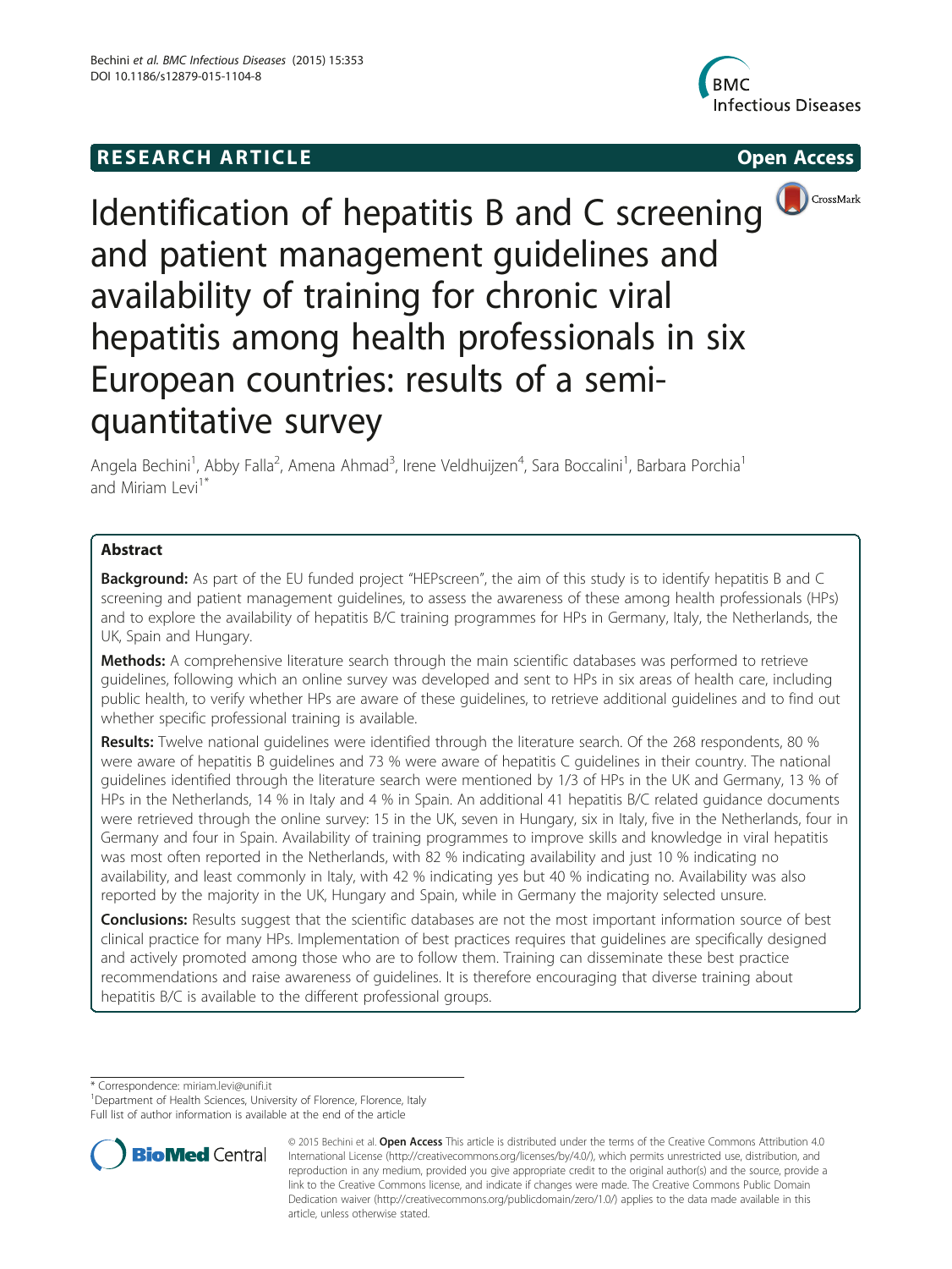RESEARCH ARTICLE

Open Access

# Identification of hepatitis B and C screening and patient management guidelines and availability of training for chronic viral hepatitis among health professionals in six European countries: results of a semi-quantitative survey

Angela Bechini[1], Abby Falla[2], Amena Ahmad[3], Irene Veldhuijzen[4], Sara Boccalini[1], Barbara Porchia[1] and Miriam Levi[1*]

## Abstract

**Background:** As part of the EU funded project "HEPscreen", the aim of this study is to identify hepatitis B and C screening and patient management guidelines, to assess the awareness of these among health professionals (HPs) and to explore the availability of hepatitis B/C training programmes for HPs in Germany, Italy, the Netherlands, the UK, Spain and Hungary.

**Methods:** A comprehensive literature search through the main scientific databases was performed to retrieve guidelines, following which an online survey was developed and sent to HPs in six areas of health care, including public health, to verify whether HPs are aware of these guidelines, to retrieve additional guidelines and to find out whether specific professional training is available.

**Results:** Twelve national guidelines were identified through the literature search. Of the 268 respondents, 80 % were aware of hepatitis B guidelines and 73 % were aware of hepatitis C guidelines in their country. The national guidelines identified through the literature search were mentioned by 1/3 of HPs in the UK and Germany, 13 % of HPs in the Netherlands, 14 % in Italy and 4 % in Spain. An additional 41 hepatitis B/C related guidance documents were retrieved through the online survey: 15 in the UK, seven in Hungary, six in Italy, five in the Netherlands, four in Germany and four in Spain. Availability of training programmes to improve skills and knowledge in viral hepatitis was most often reported in the Netherlands, with 82 % indicating availability and just 10 % indicating no availability, and least commonly in Italy, with 42 % indicating yes but 40 % indicating no. Availability was also reported by the majority in the UK, Hungary and Spain, while in Germany the majority selected unsure.

**Conclusions:** Results suggest that the scientific databases are not the most important information source of best clinical practice for many HPs. Implementation of best practices requires that guidelines are specifically designed and actively promoted among those who are to follow them. Training can disseminate these best practice recommendations and raise awareness of guidelines. It is therefore encouraging that diverse training about hepatitis B/C is available to the different professional groups.

\* Correspondence: miriam.levi@unifi.it

[1]Department of Health Sciences, University of Florence, Florence, Italy

Full list of author information is available at the end of the article

© 2015 Bechini et al. **Open Access** This article is distributed under the terms of the Creative Commons Attribution 4.0 International License (http://creativecommons.org/licenses/by/4.0/), which permits unrestricted use, distribution, and reproduction in any medium, provided you give appropriate credit to the original author(s) and the source, provide a link to the Creative Commons license, and indicate if changes were made. The Creative Commons Public Domain Dedication waiver (http://creativecommons.org/publicdomain/zero/1.0/) applies to the data made available in this article, unless otherwise stated.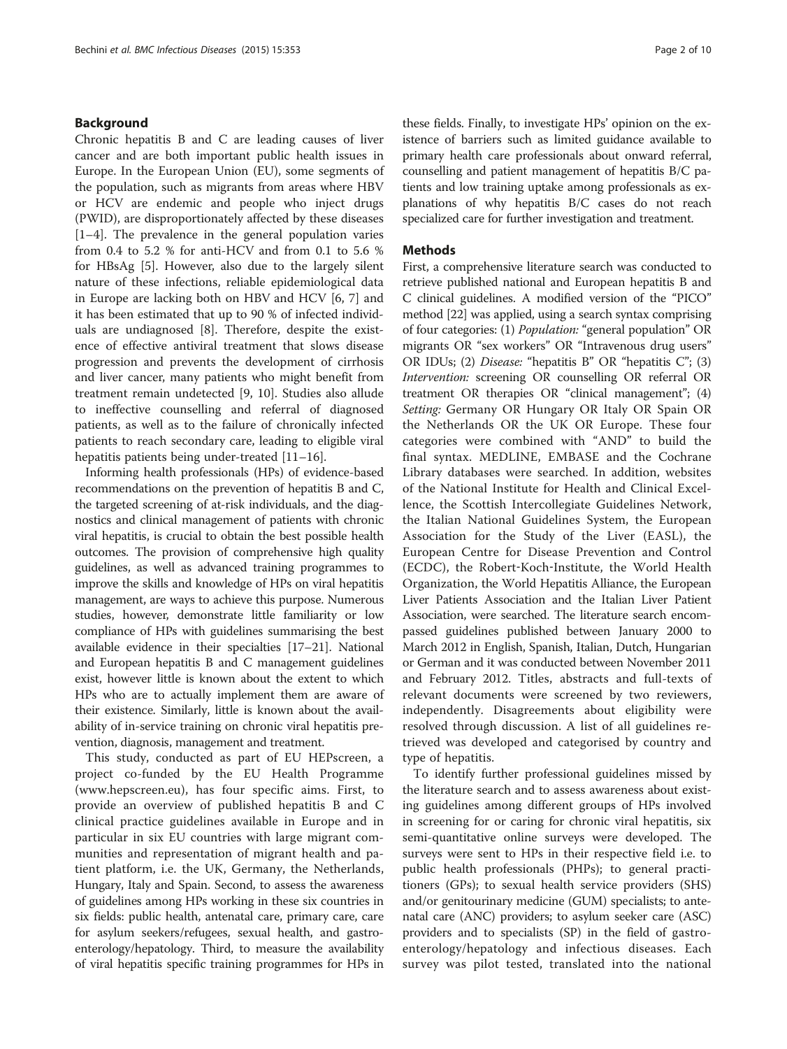## Background

Chronic hepatitis B and C are leading causes of liver cancer and are both important public health issues in Europe. In the European Union (EU), some segments of the population, such as migrants from areas where HBV or HCV are endemic and people who inject drugs (PWID), are disproportionately affected by these diseases [1–4]. The prevalence in the general population varies from 0.4 to 5.2 % for anti-HCV and from 0.1 to 5.6 % for HBsAg [5]. However, also due to the largely silent nature of these infections, reliable epidemiological data in Europe are lacking both on HBV and HCV [6, 7] and it has been estimated that up to 90 % of infected individuals are undiagnosed [8]. Therefore, despite the existence of effective antiviral treatment that slows disease progression and prevents the development of cirrhosis and liver cancer, many patients who might benefit from treatment remain undetected [9, 10]. Studies also allude to ineffective counselling and referral of diagnosed patients, as well as to the failure of chronically infected patients to reach secondary care, leading to eligible viral hepatitis patients being under-treated [11–16].

Informing health professionals (HPs) of evidence-based recommendations on the prevention of hepatitis B and C, the targeted screening of at-risk individuals, and the diagnostics and clinical management of patients with chronic viral hepatitis, is crucial to obtain the best possible health outcomes. The provision of comprehensive high quality guidelines, as well as advanced training programmes to improve the skills and knowledge of HPs on viral hepatitis management, are ways to achieve this purpose. Numerous studies, however, demonstrate little familiarity or low compliance of HPs with guidelines summarising the best available evidence in their specialties [17–21]. National and European hepatitis B and C management guidelines exist, however little is known about the extent to which HPs who are to actually implement them are aware of their existence. Similarly, little is known about the availability of in-service training on chronic viral hepatitis prevention, diagnosis, management and treatment.

This study, conducted as part of EU HEPscreen, a project co-funded by the EU Health Programme (www.hepscreen.eu), has four specific aims. First, to provide an overview of published hepatitis B and C clinical practice guidelines available in Europe and in particular in six EU countries with large migrant communities and representation of migrant health and patient platform, i.e. the UK, Germany, the Netherlands, Hungary, Italy and Spain. Second, to assess the awareness of guidelines among HPs working in these six countries in six fields: public health, antenatal care, primary care, care for asylum seekers/refugees, sexual health, and gastroenterology/hepatology. Third, to measure the availability of viral hepatitis specific training programmes for HPs in these fields. Finally, to investigate HPs' opinion on the existence of barriers such as limited guidance available to primary health care professionals about onward referral, counselling and patient management of hepatitis B/C patients and low training uptake among professionals as explanations of why hepatitis B/C cases do not reach specialized care for further investigation and treatment.

## Methods

First, a comprehensive literature search was conducted to retrieve published national and European hepatitis B and C clinical guidelines. A modified version of the "PICO" method [22] was applied, using a search syntax comprising of four categories: (1) *Population:* "general population" OR migrants OR "sex workers" OR "Intravenous drug users" OR IDUs; (2) *Disease:* "hepatitis B" OR "hepatitis C"; (3) *Intervention:* screening OR counselling OR referral OR treatment OR therapies OR "clinical management"; (4) *Setting:* Germany OR Hungary OR Italy OR Spain OR the Netherlands OR the UK OR Europe. These four categories were combined with "AND" to build the final syntax. MEDLINE, EMBASE and the Cochrane Library databases were searched. In addition, websites of the National Institute for Health and Clinical Excellence, the Scottish Intercollegiate Guidelines Network, the Italian National Guidelines System, the European Association for the Study of the Liver (EASL), the European Centre for Disease Prevention and Control (ECDC), the Robert-Koch-Institute, the World Health Organization, the World Hepatitis Alliance, the European Liver Patients Association and the Italian Liver Patient Association, were searched. The literature search encompassed guidelines published between January 2000 to March 2012 in English, Spanish, Italian, Dutch, Hungarian or German and it was conducted between November 2011 and February 2012. Titles, abstracts and full-texts of relevant documents were screened by two reviewers, independently. Disagreements about eligibility were resolved through discussion. A list of all guidelines retrieved was developed and categorised by country and type of hepatitis.

To identify further professional guidelines missed by the literature search and to assess awareness about existing guidelines among different groups of HPs involved in screening for or caring for chronic viral hepatitis, six semi-quantitative online surveys were developed. The surveys were sent to HPs in their respective field i.e. to public health professionals (PHPs); to general practitioners (GPs); to sexual health service providers (SHS) and/or genitourinary medicine (GUM) specialists; to antenatal care (ANC) providers; to asylum seeker care (ASC) providers and to specialists (SP) in the field of gastroenterology/hepatology and infectious diseases. Each survey was pilot tested, translated into the national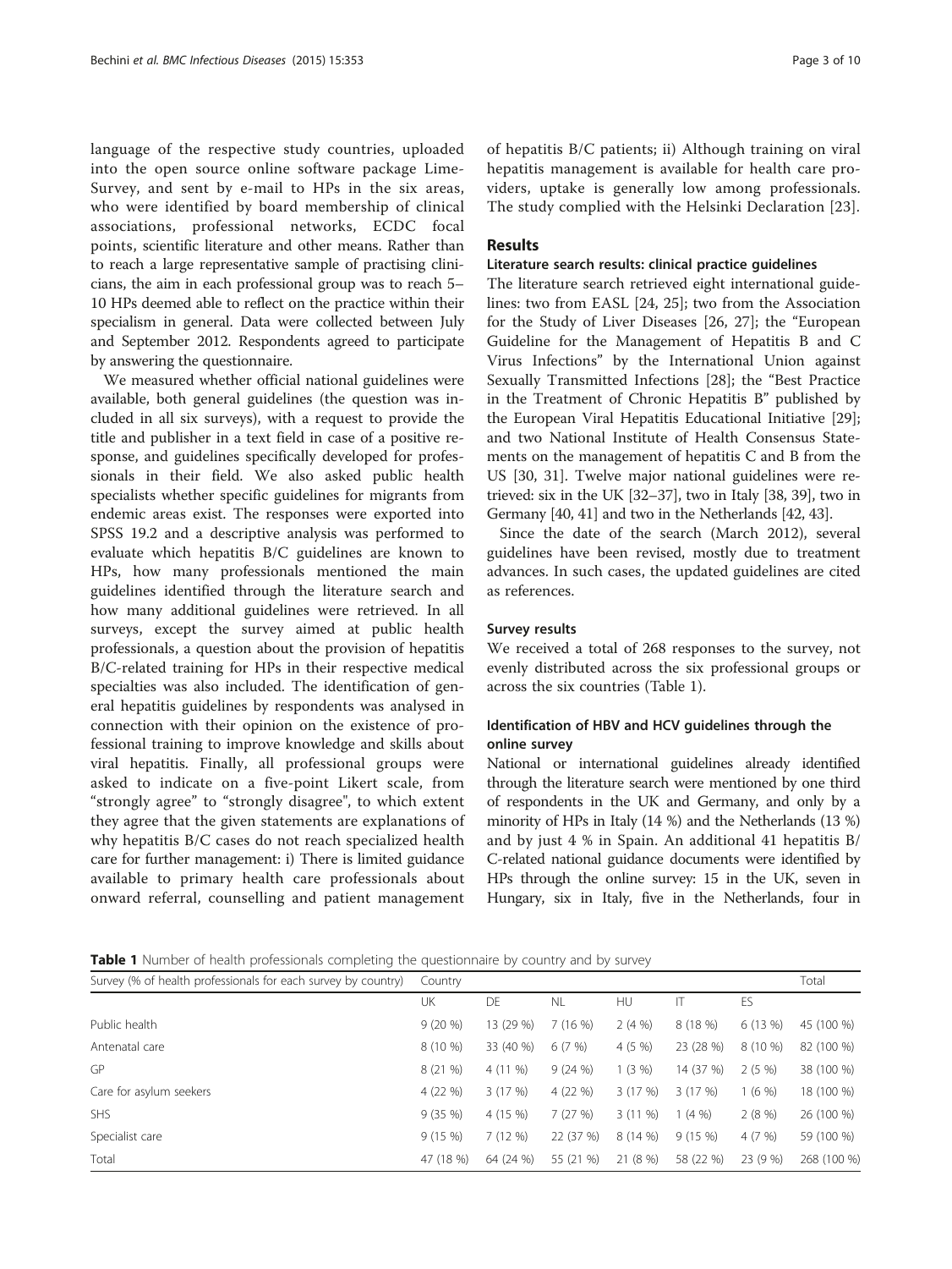language of the respective study countries, uploaded into the open source online software package LimeSurvey, and sent by e-mail to HPs in the six areas, who were identified by board membership of clinical associations, professional networks, ECDC focal points, scientific literature and other means. Rather than to reach a large representative sample of practising clinicians, the aim in each professional group was to reach 5–10 HPs deemed able to reflect on the practice within their specialism in general. Data were collected between July and September 2012. Respondents agreed to participate by answering the questionnaire.

We measured whether official national guidelines were available, both general guidelines (the question was included in all six surveys), with a request to provide the title and publisher in a text field in case of a positive response, and guidelines specifically developed for professionals in their field. We also asked public health specialists whether specific guidelines for migrants from endemic areas exist. The responses were exported into SPSS 19.2 and a descriptive analysis was performed to evaluate which hepatitis B/C guidelines are known to HPs, how many professionals mentioned the main guidelines identified through the literature search and how many additional guidelines were retrieved. In all surveys, except the survey aimed at public health professionals, a question about the provision of hepatitis B/C-related training for HPs in their respective medical specialties was also included. The identification of general hepatitis guidelines by respondents was analysed in connection with their opinion on the existence of professional training to improve knowledge and skills about viral hepatitis. Finally, all professional groups were asked to indicate on a five-point Likert scale, from "strongly agree" to "strongly disagree", to which extent they agree that the given statements are explanations of why hepatitis B/C cases do not reach specialized health care for further management: i) There is limited guidance available to primary health care professionals about onward referral, counselling and patient management of hepatitis B/C patients; ii) Although training on viral hepatitis management is available for health care providers, uptake is generally low among professionals. The study complied with the Helsinki Declaration [23].

## Results

### Literature search results: clinical practice guidelines

The literature search retrieved eight international guidelines: two from EASL [24, 25]; two from the Association for the Study of Liver Diseases [26, 27]; the "European Guideline for the Management of Hepatitis B and C Virus Infections" by the International Union against Sexually Transmitted Infections [28]; the "Best Practice in the Treatment of Chronic Hepatitis B" published by the European Viral Hepatitis Educational Initiative [29]; and two National Institute of Health Consensus Statements on the management of hepatitis C and B from the US [30, 31]. Twelve major national guidelines were retrieved: six in the UK [32–37], two in Italy [38, 39], two in Germany [40, 41] and two in the Netherlands [42, 43].

Since the date of the search (March 2012), several guidelines have been revised, mostly due to treatment advances. In such cases, the updated guidelines are cited as references.

### Survey results

We received a total of 268 responses to the survey, not evenly distributed across the six professional groups or across the six countries (Table 1).

### Identification of HBV and HCV guidelines through the online survey

National or international guidelines already identified through the literature search were mentioned by one third of respondents in the UK and Germany, and only by a minority of HPs in Italy (14 %) and the Netherlands (13 %) and by just 4 % in Spain. An additional 41 hepatitis B/C-related national guidance documents were identified by HPs through the online survey: 15 in the UK, seven in Hungary, six in Italy, five in the Netherlands, four in

**Table 1** Number of health professionals completing the questionnaire by country and by survey

| Survey (% of health professionals for each survey by country) | Country | | | | | | Total |
|---|---|---|---|---|---|---|---|
| | UK | DE | NL | HU | IT | ES | |
| Public health | 9 (20 %) | 13 (29 %) | 7 (16 %) | 2 (4 %) | 8 (18 %) | 6 (13 %) | 45 (100 %) |
| Antenatal care | 8 (10 %) | 33 (40 %) | 6 (7 %) | 4 (5 %) | 23 (28 %) | 8 (10 %) | 82 (100 %) |
| GP | 8 (21 %) | 4 (11 %) | 9 (24 %) | 1 (3 %) | 14 (37 %) | 2 (5 %) | 38 (100 %) |
| Care for asylum seekers | 4 (22 %) | 3 (17 %) | 4 (22 %) | 3 (17 %) | 3 (17 %) | 1 (6 %) | 18 (100 %) |
| SHS | 9 (35 %) | 4 (15 %) | 7 (27 %) | 3 (11 %) | 1 (4 %) | 2 (8 %) | 26 (100 %) |
| Specialist care | 9 (15 %) | 7 (12 %) | 22 (37 %) | 8 (14 %) | 9 (15 %) | 4 (7 %) | 59 (100 %) |
| Total | 47 (18 %) | 64 (24 %) | 55 (21 %) | 21 (8 %) | 58 (22 %) | 23 (9 %) | 268 (100 %) |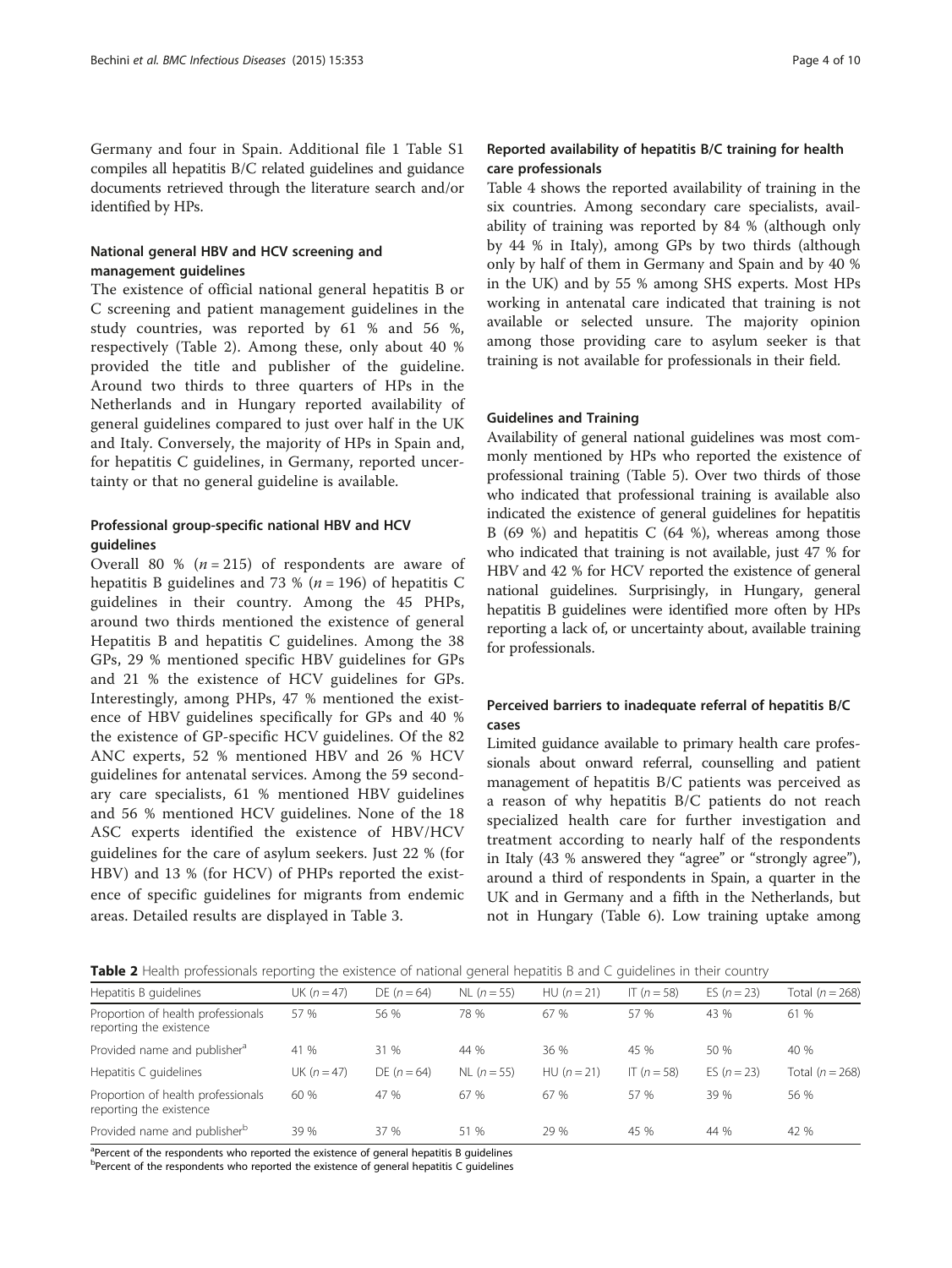Germany and four in Spain. Additional file 1 Table S1 compiles all hepatitis B/C related guidelines and guidance documents retrieved through the literature search and/or identified by HPs.

### National general HBV and HCV screening and management guidelines

The existence of official national general hepatitis B or C screening and patient management guidelines in the study countries, was reported by 61 % and 56 %, respectively (Table 2). Among these, only about 40 % provided the title and publisher of the guideline. Around two thirds to three quarters of HPs in the Netherlands and in Hungary reported availability of general guidelines compared to just over half in the UK and Italy. Conversely, the majority of HPs in Spain and, for hepatitis C guidelines, in Germany, reported uncertainty or that no general guideline is available.

### Professional group-specific national HBV and HCV guidelines

Overall 80 % ($n = 215$) of respondents are aware of hepatitis B guidelines and 73 % ($n = 196$) of hepatitis C guidelines in their country. Among the 45 PHPs, around two thirds mentioned the existence of general Hepatitis B and hepatitis C guidelines. Among the 38 GPs, 29 % mentioned specific HBV guidelines for GPs and 21 % the existence of HCV guidelines for GPs. Interestingly, among PHPs, 47 % mentioned the existence of HBV guidelines specifically for GPs and 40 % the existence of GP-specific HCV guidelines. Of the 82 ANC experts, 52 % mentioned HBV and 26 % HCV guidelines for antenatal services. Among the 59 secondary care specialists, 61 % mentioned HBV guidelines and 56 % mentioned HCV guidelines. None of the 18 ASC experts identified the existence of HBV/HCV guidelines for the care of asylum seekers. Just 22 % (for HBV) and 13 % (for HCV) of PHPs reported the existence of specific guidelines for migrants from endemic areas. Detailed results are displayed in Table 3.

### Reported availability of hepatitis B/C training for health care professionals

Table 4 shows the reported availability of training in the six countries. Among secondary care specialists, availability of training was reported by 84 % (although only by 44 % in Italy), among GPs by two thirds (although only by half of them in Germany and Spain and by 40 % in the UK) and by 55 % among SHS experts. Most HPs working in antenatal care indicated that training is not available or selected unsure. The majority opinion among those providing care to asylum seeker is that training is not available for professionals in their field.

### Guidelines and Training

Availability of general national guidelines was most commonly mentioned by HPs who reported the existence of professional training (Table 5). Over two thirds of those who indicated that professional training is available also indicated the existence of general guidelines for hepatitis B (69 %) and hepatitis C (64 %), whereas among those who indicated that training is not available, just 47 % for HBV and 42 % for HCV reported the existence of general national guidelines. Surprisingly, in Hungary, general hepatitis B guidelines were identified more often by HPs reporting a lack of, or uncertainty about, available training for professionals.

### Perceived barriers to inadequate referral of hepatitis B/C cases

Limited guidance available to primary health care professionals about onward referral, counselling and patient management of hepatitis B/C patients was perceived as a reason of why hepatitis B/C patients do not reach specialized health care for further investigation and treatment according to nearly half of the respondents in Italy (43 % answered they "agree" or "strongly agree"), around a third of respondents in Spain, a quarter in the UK and in Germany and a fifth in the Netherlands, but not in Hungary (Table 6). Low training uptake among

**Table 2** Health professionals reporting the existence of national general hepatitis B and C guidelines in their country

| Hepatitis B guidelines | UK ($n = 47$) | DE ($n = 64$) | NL ($n = 55$) | HU ($n = 21$) | IT ($n = 58$) | ES ($n = 23$) | Total ($n = 268$) |
|---|---|---|---|---|---|---|---|
| Proportion of health professionals reporting the existence | 57 % | 56 % | 78 % | 67 % | 57 % | 43 % | 61 % |
| Provided name and publisher[a] | 41 % | 31 % | 44 % | 36 % | 45 % | 50 % | 40 % |
| **Hepatitis C guidelines** | **UK ($n = 47$)** | **DE ($n = 64$)** | **NL ($n = 55$)** | **HU ($n = 21$)** | **IT ($n = 58$)** | **ES ($n = 23$)** | **Total ($n = 268$)** |
| Proportion of health professionals reporting the existence | 60 % | 47 % | 67 % | 67 % | 57 % | 39 % | 56 % |
| Provided name and publisher[b] | 39 % | 37 % | 51 % | 29 % | 45 % | 44 % | 42 % |

[a]Percent of the respondents who reported the existence of general hepatitis B guidelines
[b]Percent of the respondents who reported the existence of general hepatitis C guidelines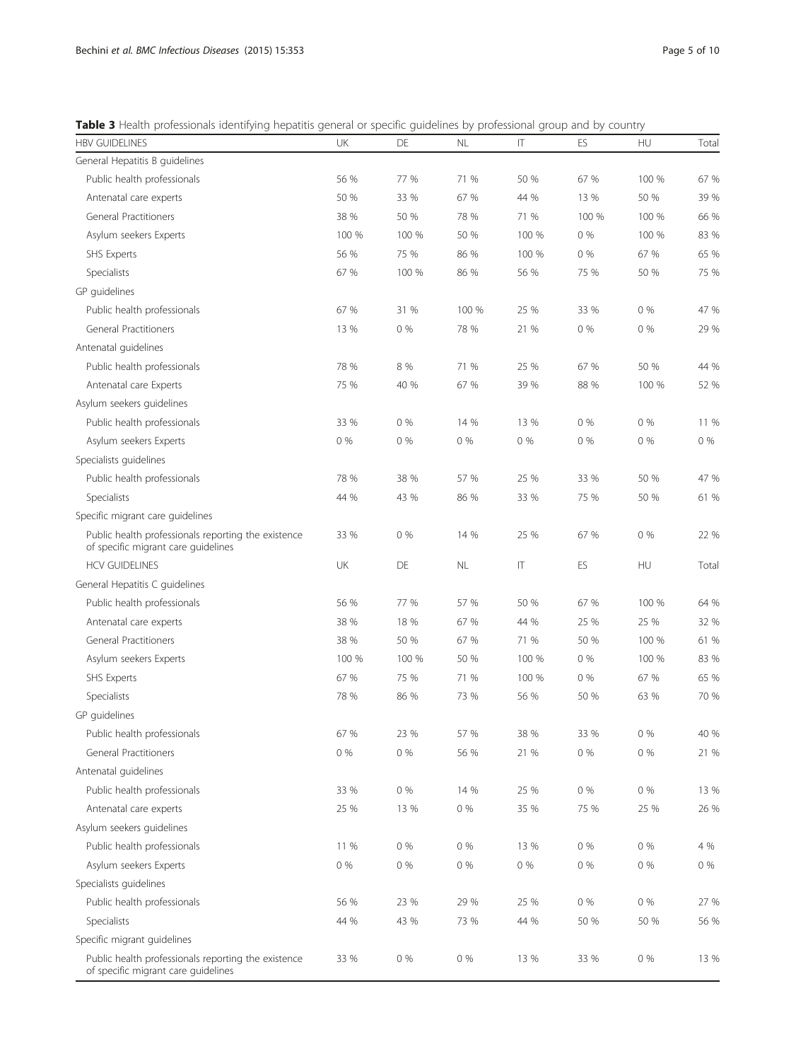**Table 3** Health professionals identifying hepatitis general or specific guidelines by professional group and by country

| HBV GUIDELINES | UK | DE | NL | IT | ES | HU | Total |
|---|---|---|---|---|---|---|---|
| General Hepatitis B guidelines | | | | | | | |
| Public health professionals | 56 % | 77 % | 71 % | 50 % | 67 % | 100 % | 67 % |
| Antenatal care experts | 50 % | 33 % | 67 % | 44 % | 13 % | 50 % | 39 % |
| General Practitioners | 38 % | 50 % | 78 % | 71 % | 100 % | 100 % | 66 % |
| Asylum seekers Experts | 100 % | 100 % | 50 % | 100 % | 0 % | 100 % | 83 % |
| SHS Experts | 56 % | 75 % | 86 % | 100 % | 0 % | 67 % | 65 % |
| Specialists | 67 % | 100 % | 86 % | 56 % | 75 % | 50 % | 75 % |
| GP guidelines | | | | | | | |
| Public health professionals | 67 % | 31 % | 100 % | 25 % | 33 % | 0 % | 47 % |
| General Practitioners | 13 % | 0 % | 78 % | 21 % | 0 % | 0 % | 29 % |
| Antenatal guidelines | | | | | | | |
| Public health professionals | 78 % | 8 % | 71 % | 25 % | 67 % | 50 % | 44 % |
| Antenatal care Experts | 75 % | 40 % | 67 % | 39 % | 88 % | 100 % | 52 % |
| Asylum seekers guidelines | | | | | | | |
| Public health professionals | 33 % | 0 % | 14 % | 13 % | 0 % | 0 % | 11 % |
| Asylum seekers Experts | 0 % | 0 % | 0 % | 0 % | 0 % | 0 % | 0 % |
| Specialists guidelines | | | | | | | |
| Public health professionals | 78 % | 38 % | 57 % | 25 % | 33 % | 50 % | 47 % |
| Specialists | 44 % | 43 % | 86 % | 33 % | 75 % | 50 % | 61 % |
| Specific migrant care guidelines | | | | | | | |
| Public health professionals reporting the existence of specific migrant care guidelines | 33 % | 0 % | 14 % | 25 % | 67 % | 0 % | 22 % |
| HCV GUIDELINES | UK | DE | NL | IT | ES | HU | Total |
| General Hepatitis C guidelines | | | | | | | |
| Public health professionals | 56 % | 77 % | 57 % | 50 % | 67 % | 100 % | 64 % |
| Antenatal care experts | 38 % | 18 % | 67 % | 44 % | 25 % | 25 % | 32 % |
| General Practitioners | 38 % | 50 % | 67 % | 71 % | 50 % | 100 % | 61 % |
| Asylum seekers Experts | 100 % | 100 % | 50 % | 100 % | 0 % | 100 % | 83 % |
| SHS Experts | 67 % | 75 % | 71 % | 100 % | 0 % | 67 % | 65 % |
| Specialists | 78 % | 86 % | 73 % | 56 % | 50 % | 63 % | 70 % |
| GP guidelines | | | | | | | |
| Public health professionals | 67 % | 23 % | 57 % | 38 % | 33 % | 0 % | 40 % |
| General Practitioners | 0 % | 0 % | 56 % | 21 % | 0 % | 0 % | 21 % |
| Antenatal guidelines | | | | | | | |
| Public health professionals | 33 % | 0 % | 14 % | 25 % | 0 % | 0 % | 13 % |
| Antenatal care experts | 25 % | 13 % | 0 % | 35 % | 75 % | 25 % | 26 % |
| Asylum seekers guidelines | | | | | | | |
| Public health professionals | 11 % | 0 % | 0 % | 13 % | 0 % | 0 % | 4 % |
| Asylum seekers Experts | 0 % | 0 % | 0 % | 0 % | 0 % | 0 % | 0 % |
| Specialists guidelines | | | | | | | |
| Public health professionals | 56 % | 23 % | 29 % | 25 % | 0 % | 0 % | 27 % |
| Specialists | 44 % | 43 % | 73 % | 44 % | 50 % | 50 % | 56 % |
| Specific migrant guidelines | | | | | | | |
| Public health professionals reporting the existence of specific migrant care guidelines | 33 % | 0 % | 0 % | 13 % | 33 % | 0 % | 13 % |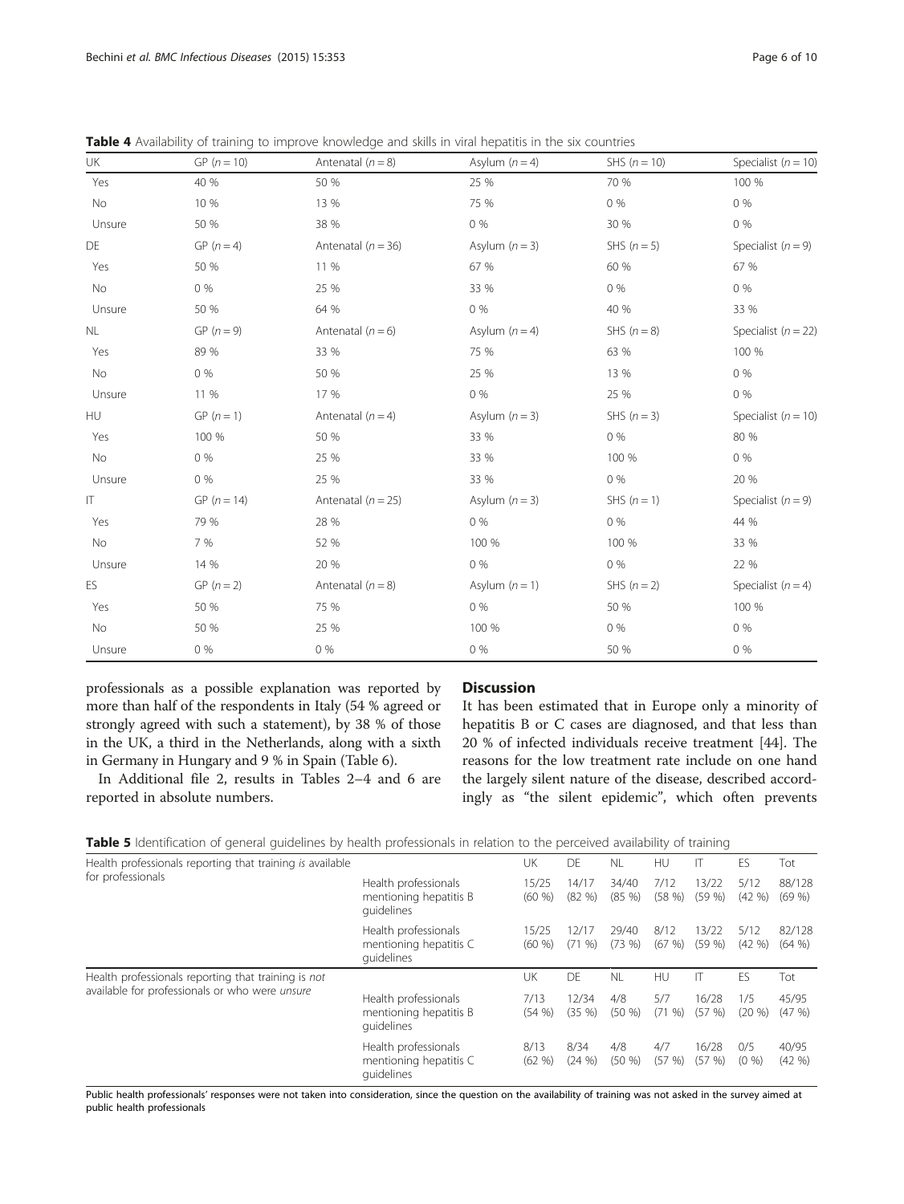**Table 4** Availability of training to improve knowledge and skills in viral hepatitis in the six countries

| UK | GP ($n = 10$) | Antenatal ($n = 8$) | Asylum ($n = 4$) | SHS ($n = 10$) | Specialist ($n = 10$) |
|---|---|---|---|---|---|
| Yes | 40 % | 50 % | 25 % | 70 % | 100 % |
| No | 10 % | 13 % | 75 % | 0 % | 0 % |
| Unsure | 50 % | 38 % | 0 % | 30 % | 0 % |
| DE | GP ($n = 4$) | Antenatal ($n = 36$) | Asylum ($n = 3$) | SHS ($n = 5$) | Specialist ($n = 9$) |
| Yes | 50 % | 11 % | 67 % | 60 % | 67 % |
| No | 0 % | 25 % | 33 % | 0 % | 0 % |
| Unsure | 50 % | 64 % | 0 % | 40 % | 33 % |
| NL | GP ($n = 9$) | Antenatal ($n = 6$) | Asylum ($n = 4$) | SHS ($n = 8$) | Specialist ($n = 22$) |
| Yes | 89 % | 33 % | 75 % | 63 % | 100 % |
| No | 0 % | 50 % | 25 % | 13 % | 0 % |
| Unsure | 11 % | 17 % | 0 % | 25 % | 0 % |
| HU | GP ($n = 1$) | Antenatal ($n = 4$) | Asylum ($n = 3$) | SHS ($n = 3$) | Specialist ($n = 10$) |
| Yes | 100 % | 50 % | 33 % | 0 % | 80 % |
| No | 0 % | 25 % | 33 % | 100 % | 0 % |
| Unsure | 0 % | 25 % | 33 % | 0 % | 20 % |
| IT | GP ($n = 14$) | Antenatal ($n = 25$) | Asylum ($n = 3$) | SHS ($n = 1$) | Specialist ($n = 9$) |
| Yes | 79 % | 28 % | 0 % | 0 % | 44 % |
| No | 7 % | 52 % | 100 % | 100 % | 33 % |
| Unsure | 14 % | 20 % | 0 % | 0 % | 22 % |
| ES | GP ($n = 2$) | Antenatal ($n = 8$) | Asylum ($n = 1$) | SHS ($n = 2$) | Specialist ($n = 4$) |
| Yes | 50 % | 75 % | 0 % | 50 % | 100 % |
| No | 50 % | 25 % | 100 % | 0 % | 0 % |
| Unsure | 0 % | 0 % | 0 % | 50 % | 0 % |

professionals as a possible explanation was reported by more than half of the respondents in Italy (54 % agreed or strongly agreed with such a statement), by 38 % of those in the UK, a third in the Netherlands, along with a sixth in Germany in Hungary and 9 % in Spain (Table 6).

In Additional file 2, results in Tables 2–4 and 6 are reported in absolute numbers.

## Discussion

It has been estimated that in Europe only a minority of hepatitis B or C cases are diagnosed, and that less than 20 % of infected individuals receive treatment [44]. The reasons for the low treatment rate include on one hand the largely silent nature of the disease, described accordingly as "the silent epidemic", which often prevents

**Table 5** Identification of general guidelines by health professionals in relation to the perceived availability of training

| | | UK | DE | NL | HU | IT | ES | Tot |
|---|---|---|---|---|---|---|---|---|
| Health professionals reporting that training *is* available for professionals | Health professionals mentioning hepatitis B guidelines | 15/25 (60 %) | 14/17 (82 %) | 34/40 (85 %) | 7/12 (58 %) | 13/22 (59 %) | 5/12 (42 %) | 88/128 (69 %) |
| | Health professionals mentioning hepatitis C guidelines | 15/25 (60 %) | 12/17 (71 %) | 29/40 (73 %) | 8/12 (67 %) | 13/22 (59 %) | 5/12 (42 %) | 82/128 (64 %) |
| Health professionals reporting that training is *not* available for professionals or who were *unsure* | | UK | DE | NL | HU | IT | ES | Tot |
| | Health professionals mentioning hepatitis B guidelines | 7/13 (54 %) | 12/34 (35 %) | 4/8 (50 %) | 5/7 (71 %) | 16/28 (57 %) | 1/5 (20 %) | 45/95 (47 %) |
| | Health professionals mentioning hepatitis C guidelines | 8/13 (62 %) | 8/34 (24 %) | 4/8 (50 %) | 4/7 (57 %) | 16/28 (57 %) | 0/5 (0 %) | 40/95 (42 %) |

Public health professionals' responses were not taken into consideration, since the question on the availability of training was not asked in the survey aimed at public health professionals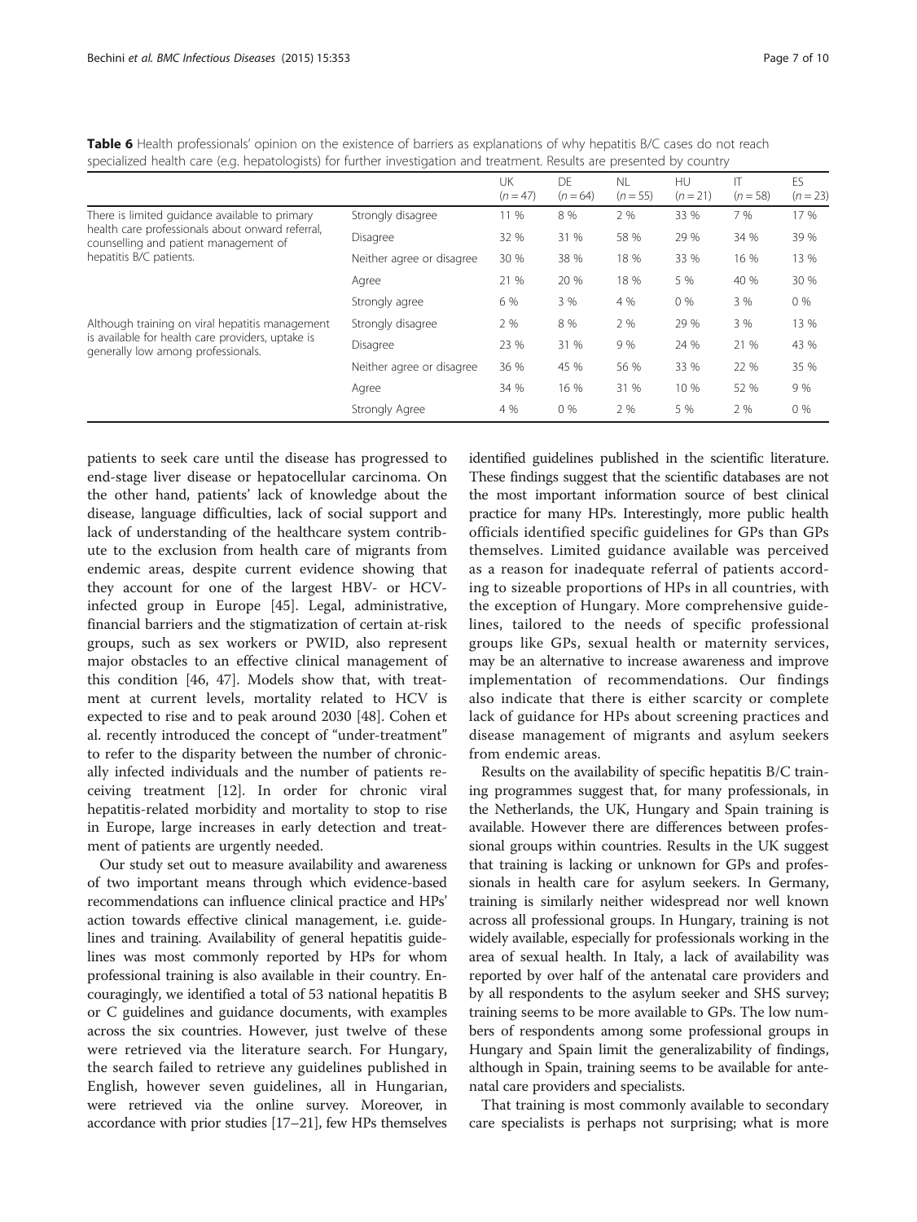**Table 6** Health professionals' opinion on the existence of barriers as explanations of why hepatitis B/C cases do not reach specialized health care (e.g. hepatologists) for further investigation and treatment. Results are presented by country

| | | UK (n = 47) | DE (n = 64) | NL (n = 55) | HU (n = 21) | IT (n = 58) | ES (n = 23) |
|---|---|---|---|---|---|---|---|
| There is limited guidance available to primary health care professionals about onward referral, counselling and patient management of hepatitis B/C patients. | Strongly disagree | 11 % | 8 % | 2 % | 33 % | 7 % | 17 % |
| | Disagree | 32 % | 31 % | 58 % | 29 % | 34 % | 39 % |
| | Neither agree or disagree | 30 % | 38 % | 18 % | 33 % | 16 % | 13 % |
| | Agree | 21 % | 20 % | 18 % | 5 % | 40 % | 30 % |
| | Strongly agree | 6 % | 3 % | 4 % | 0 % | 3 % | 0 % |
| Although training on viral hepatitis management is available for health care providers, uptake is generally low among professionals. | Strongly disagree | 2 % | 8 % | 2 % | 29 % | 3 % | 13 % |
| | Disagree | 23 % | 31 % | 9 % | 24 % | 21 % | 43 % |
| | Neither agree or disagree | 36 % | 45 % | 56 % | 33 % | 22 % | 35 % |
| | Agree | 34 % | 16 % | 31 % | 10 % | 52 % | 9 % |
| | Strongly Agree | 4 % | 0 % | 2 % | 5 % | 2 % | 0 % |

patients to seek care until the disease has progressed to end-stage liver disease or hepatocellular carcinoma. On the other hand, patients' lack of knowledge about the disease, language difficulties, lack of social support and lack of understanding of the healthcare system contribute to the exclusion from health care of migrants from endemic areas, despite current evidence showing that they account for one of the largest HBV- or HCV-infected group in Europe [45]. Legal, administrative, financial barriers and the stigmatization of certain at-risk groups, such as sex workers or PWID, also represent major obstacles to an effective clinical management of this condition [46, 47]. Models show that, with treatment at current levels, mortality related to HCV is expected to rise and to peak around 2030 [48]. Cohen et al. recently introduced the concept of "under-treatment" to refer to the disparity between the number of chronically infected individuals and the number of patients receiving treatment [12]. In order for chronic viral hepatitis-related morbidity and mortality to stop to rise in Europe, large increases in early detection and treatment of patients are urgently needed.

Our study set out to measure availability and awareness of two important means through which evidence-based recommendations can influence clinical practice and HPs' action towards effective clinical management, i.e. guidelines and training. Availability of general hepatitis guidelines was most commonly reported by HPs for whom professional training is also available in their country. Encouragingly, we identified a total of 53 national hepatitis B or C guidelines and guidance documents, with examples across the six countries. However, just twelve of these were retrieved via the literature search. For Hungary, the search failed to retrieve any guidelines published in English, however seven guidelines, all in Hungarian, were retrieved via the online survey. Moreover, in accordance with prior studies [17–21], few HPs themselves identified guidelines published in the scientific literature. These findings suggest that the scientific databases are not the most important information source of best clinical practice for many HPs. Interestingly, more public health officials identified specific guidelines for GPs than GPs themselves. Limited guidance available was perceived as a reason for inadequate referral of patients according to sizeable proportions of HPs in all countries, with the exception of Hungary. More comprehensive guidelines, tailored to the needs of specific professional groups like GPs, sexual health or maternity services, may be an alternative to increase awareness and improve implementation of recommendations. Our findings also indicate that there is either scarcity or complete lack of guidance for HPs about screening practices and disease management of migrants and asylum seekers from endemic areas.

Results on the availability of specific hepatitis B/C training programmes suggest that, for many professionals, in the Netherlands, the UK, Hungary and Spain training is available. However there are differences between professional groups within countries. Results in the UK suggest that training is lacking or unknown for GPs and professionals in health care for asylum seekers. In Germany, training is similarly neither widespread nor well known across all professional groups. In Hungary, training is not widely available, especially for professionals working in the area of sexual health. In Italy, a lack of availability was reported by over half of the antenatal care providers and by all respondents to the asylum seeker and SHS survey; training seems to be more available to GPs. The low numbers of respondents among some professional groups in Hungary and Spain limit the generalizability of findings, although in Spain, training seems to be available for antenatal care providers and specialists.

That training is most commonly available to secondary care specialists is perhaps not surprising; what is more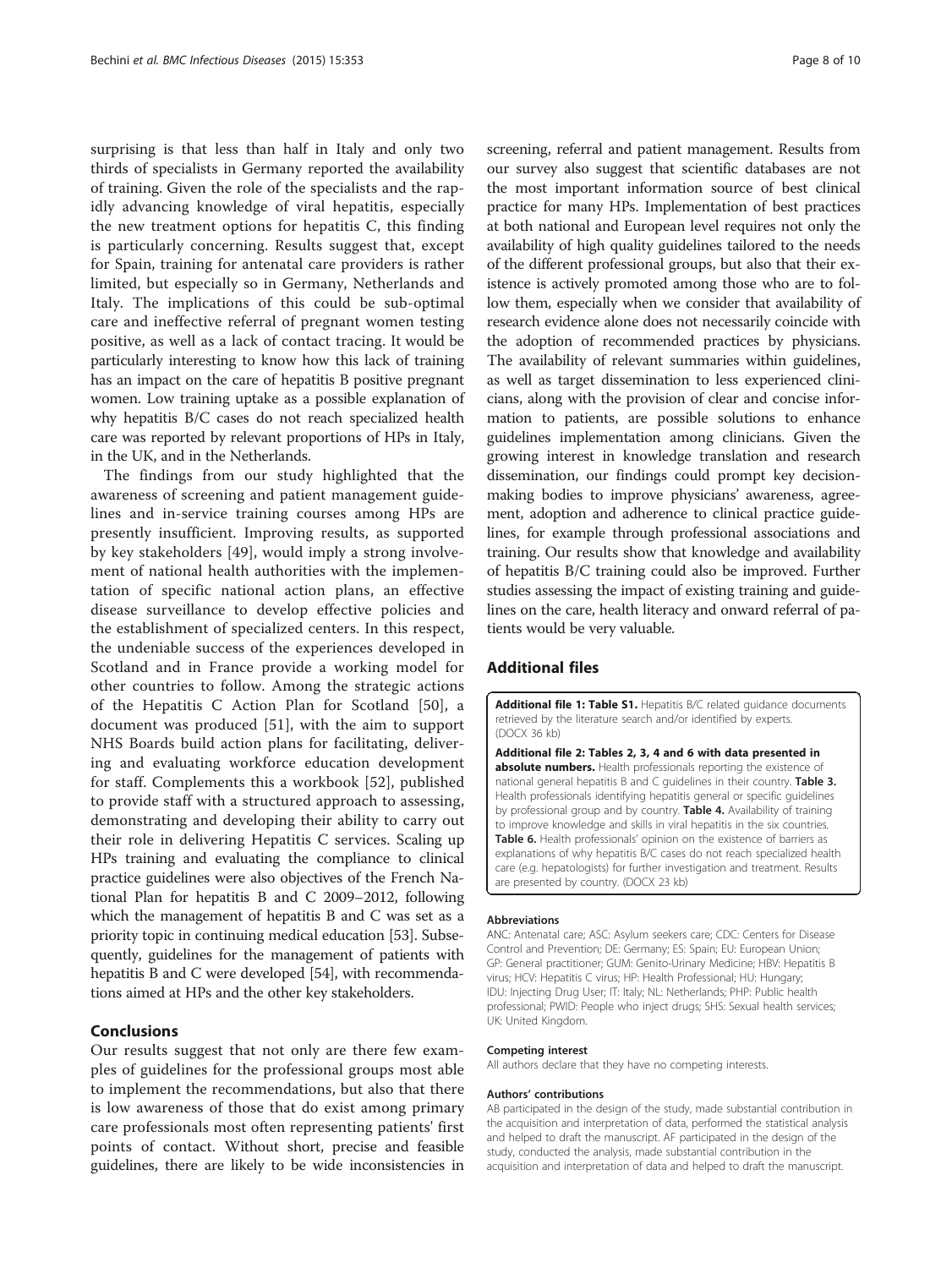surprising is that less than half in Italy and only two thirds of specialists in Germany reported the availability of training. Given the role of the specialists and the rapidly advancing knowledge of viral hepatitis, especially the new treatment options for hepatitis C, this finding is particularly concerning. Results suggest that, except for Spain, training for antenatal care providers is rather limited, but especially so in Germany, Netherlands and Italy. The implications of this could be sub-optimal care and ineffective referral of pregnant women testing positive, as well as a lack of contact tracing. It would be particularly interesting to know how this lack of training has an impact on the care of hepatitis B positive pregnant women. Low training uptake as a possible explanation of why hepatitis B/C cases do not reach specialized health care was reported by relevant proportions of HPs in Italy, in the UK, and in the Netherlands.

The findings from our study highlighted that the awareness of screening and patient management guidelines and in-service training courses among HPs are presently insufficient. Improving results, as supported by key stakeholders [49], would imply a strong involvement of national health authorities with the implementation of specific national action plans, an effective disease surveillance to develop effective policies and the establishment of specialized centers. In this respect, the undeniable success of the experiences developed in Scotland and in France provide a working model for other countries to follow. Among the strategic actions of the Hepatitis C Action Plan for Scotland [50], a document was produced [51], with the aim to support NHS Boards build action plans for facilitating, delivering and evaluating workforce education development for staff. Complements this a workbook [52], published to provide staff with a structured approach to assessing, demonstrating and developing their ability to carry out their role in delivering Hepatitis C services. Scaling up HPs training and evaluating the compliance to clinical practice guidelines were also objectives of the French National Plan for hepatitis B and C 2009–2012, following which the management of hepatitis B and C was set as a priority topic in continuing medical education [53]. Subsequently, guidelines for the management of patients with hepatitis B and C were developed [54], with recommendations aimed at HPs and the other key stakeholders.

## Conclusions

Our results suggest that not only are there few examples of guidelines for the professional groups most able to implement the recommendations, but also that there is low awareness of those that do exist among primary care professionals most often representing patients' first points of contact. Without short, precise and feasible guidelines, there are likely to be wide inconsistencies in screening, referral and patient management. Results from our survey also suggest that scientific databases are not the most important information source of best clinical practice for many HPs. Implementation of best practices at both national and European level requires not only the availability of high quality guidelines tailored to the needs of the different professional groups, but also that their existence is actively promoted among those who are to follow them, especially when we consider that availability of research evidence alone does not necessarily coincide with the adoption of recommended practices by physicians. The availability of relevant summaries within guidelines, as well as target dissemination to less experienced clinicians, along with the provision of clear and concise information to patients, are possible solutions to enhance guidelines implementation among clinicians. Given the growing interest in knowledge translation and research dissemination, our findings could prompt key decision-making bodies to improve physicians' awareness, agreement, adoption and adherence to clinical practice guidelines, for example through professional associations and training. Our results show that knowledge and availability of hepatitis B/C training could also be improved. Further studies assessing the impact of existing training and guidelines on the care, health literacy and onward referral of patients would be very valuable.

## Additional files

**Additional file 1: Table S1.** Hepatitis B/C related guidance documents retrieved by the literature search and/or identified by experts. (DOCX 36 kb)

**Additional file 2: Tables 2, 3, 4 and 6 with data presented in absolute numbers.** Health professionals reporting the existence of national general hepatitis B and C guidelines in their country. **Table 3.** Health professionals identifying hepatitis general or specific guidelines by professional group and by country. **Table 4.** Availability of training to improve knowledge and skills in viral hepatitis in the six countries. **Table 6.** Health professionals' opinion on the existence of barriers as explanations of why hepatitis B/C cases do not reach specialized health care (e.g. hepatologists) for further investigation and treatment. Results are presented by country. (DOCX 23 kb)

#### Abbreviations

ANC: Antenatal care; ASC: Asylum seekers care; CDC: Centers for Disease Control and Prevention; DE: Germany; ES: Spain; EU: European Union; GP: General practitioner; GUM: Genito-Urinary Medicine; HBV: Hepatitis B virus; HCV: Hepatitis C virus; HP: Health Professional; HU: Hungary; IDU: Injecting Drug User; IT: Italy; NL: Netherlands; PHP: Public health professional; PWID: People who inject drugs; SHS: Sexual health services; UK: United Kingdom.

#### Competing interest

All authors declare that they have no competing interests.

#### Authors' contributions

AB participated in the design of the study, made substantial contribution in the acquisition and interpretation of data, performed the statistical analysis and helped to draft the manuscript. AF participated in the design of the study, conducted the analysis, made substantial contribution in the acquisition and interpretation of data and helped to draft the manuscript.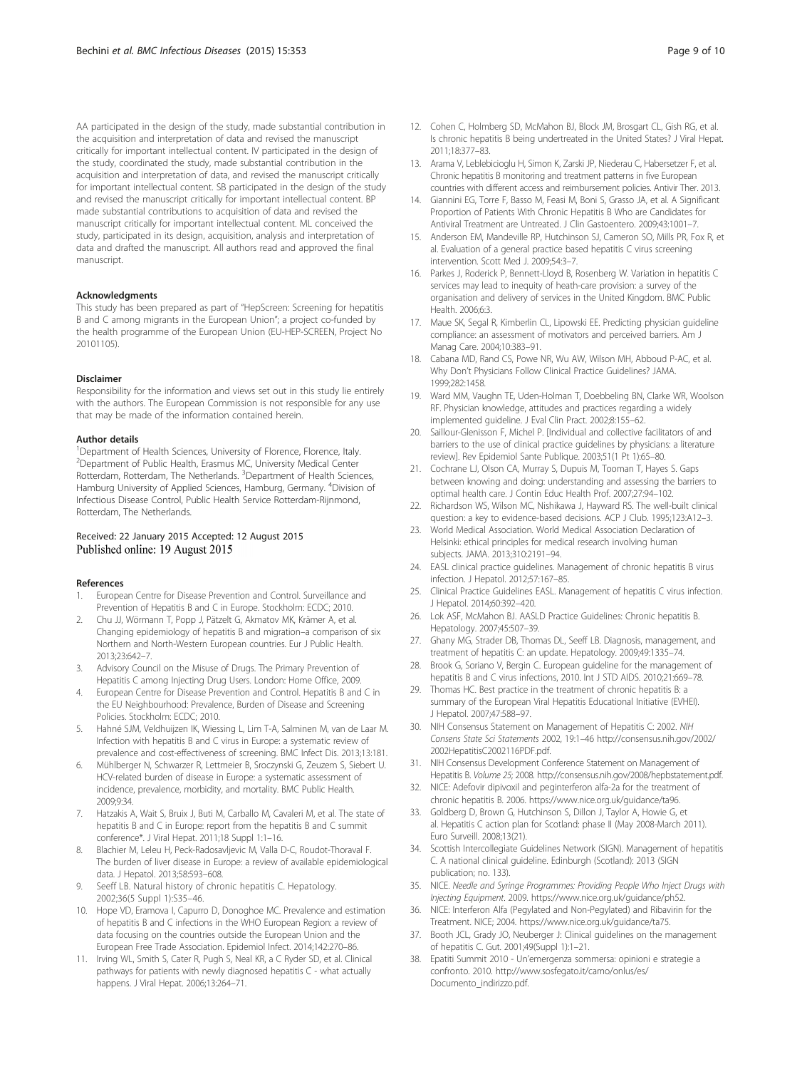AA participated in the design of the study, made substantial contribution in the acquisition and interpretation of data and revised the manuscript critically for important intellectual content. IV participated in the design of the study, coordinated the study, made substantial contribution in the acquisition and interpretation of data, and revised the manuscript critically for important intellectual content. SB participated in the design of the study and revised the manuscript critically for important intellectual content. BP made substantial contributions to acquisition of data and revised the manuscript critically for important intellectual content. ML conceived the study, participated in its design, acquisition, analysis and interpretation of data and drafted the manuscript. All authors read and approved the final manuscript.

#### Acknowledgments

This study has been prepared as part of "HepScreen: Screening for hepatitis B and C among migrants in the European Union"; a project co-funded by the health programme of the European Union (EU-HEP-SCREEN, Project No 20101105).

#### Disclaimer

Responsibility for the information and views set out in this study lie entirely with the authors. The European Commission is not responsible for any use that may be made of the information contained herein.

#### Author details

[1]Department of Health Sciences, University of Florence, Florence, Italy. [2]Department of Public Health, Erasmus MC, University Medical Center Rotterdam, Rotterdam, The Netherlands. [3]Department of Health Sciences, Hamburg University of Applied Sciences, Hamburg, Germany. [4]Division of Infectious Disease Control, Public Health Service Rotterdam-Rijnmond, Rotterdam, The Netherlands.

Received: 22 January 2015 Accepted: 12 August 2015
Published online: 19 August 2015

#### References

1. European Centre for Disease Prevention and Control. Surveillance and Prevention of Hepatitis B and C in Europe. Stockholm: ECDC; 2010.
2. Chu JJ, Wörmann T, Popp J, Pätzelt G, Akmatov MK, Krämer A, et al. Changing epidemiology of hepatitis B and migration–a comparison of six Northern and North-Western European countries. Eur J Public Health. 2013;23:642–7.
3. Advisory Council on the Misuse of Drugs. The Primary Prevention of Hepatitis C among Injecting Drug Users. London: Home Office, 2009.
4. European Centre for Disease Prevention and Control. Hepatitis B and C in the EU Neighbourhood: Prevalence, Burden of Disease and Screening Policies. Stockholm: ECDC; 2010.
5. Hahné SJM, Veldhuijzen IK, Wiessing L, Lim T-A, Salminen M, van de Laar M. Infection with hepatitis B and C virus in Europe: a systematic review of prevalence and cost-effectiveness of screening. BMC Infect Dis. 2013;13:181.
6. Mühlberger N, Schwarzer R, Lettmeier B, Sroczynski G, Zeuzem S, Siebert U. HCV-related burden of disease in Europe: a systematic assessment of incidence, prevalence, morbidity, and mortality. BMC Public Health. 2009;9:34.
7. Hatzakis A, Wait S, Bruix J, Buti M, Carballo M, Cavaleri M, et al. The state of hepatitis B and C in Europe: report from the hepatitis B and C summit conference*. J Viral Hepat. 2011;18 Suppl 1:1–16.
8. Blachier M, Leleu H, Peck-Radosavljevic M, Valla D-C, Roudot-Thoraval F. The burden of liver disease in Europe: a review of available epidemiological data. J Hepatol. 2013;58:593–608.
9. Seeff LB. Natural history of chronic hepatitis C. Hepatology. 2002;36(5 Suppl 1):S35–46.
10. Hope VD, Eramova I, Capurro D, Donoghoe MC. Prevalence and estimation of hepatitis B and C infections in the WHO European Region: a review of data focusing on the countries outside the European Union and the European Free Trade Association. Epidemiol Infect. 2014;142:270–86.
11. Irving WL, Smith S, Cater R, Pugh S, Neal KR, a C Ryder SD, et al. Clinical pathways for patients with newly diagnosed hepatitis C - what actually happens. J Viral Hepat. 2006;13:264–71.
12. Cohen C, Holmberg SD, McMahon BJ, Block JM, Brosgart CL, Gish RG, et al. Is chronic hepatitis B being undertreated in the United States? J Viral Hepat. 2011;18:377–83.
13. Arama V, Leblebicioglu H, Simon K, Zarski JP, Niederau C, Habersetzer F, et al. Chronic hepatitis B monitoring and treatment patterns in five European countries with different access and reimbursement policies. Antivir Ther. 2013.
14. Giannini EG, Torre F, Basso M, Feasi M, Boni S, Grasso JA, et al. A Significant Proportion of Patients With Chronic Hepatitis B Who are Candidates for Antiviral Treatment are Untreated. J Clin Gastoentero. 2009;43:1001–7.
15. Anderson EM, Mandeville RP, Hutchinson SJ, Cameron SO, Mills PR, Fox R, et al. Evaluation of a general practice based hepatitis C virus screening intervention. Scott Med J. 2009;54:3–7.
16. Parkes J, Roderick P, Bennett-Lloyd B, Rosenberg W. Variation in hepatitis C services may lead to inequity of heath-care provision: a survey of the organisation and delivery of services in the United Kingdom. BMC Public Health. 2006;6:3.
17. Maue SK, Segal R, Kimberlin CL, Lipowski EE. Predicting physician guideline compliance: an assessment of motivators and perceived barriers. Am J Manag Care. 2004;10:383–91.
18. Cabana MD, Rand CS, Powe NR, Wu AW, Wilson MH, Abboud P-AC, et al. Why Don't Physicians Follow Clinical Practice Guidelines? JAMA. 1999;282:1458.
19. Ward MM, Vaughn TE, Uden-Holman T, Doebbeling BN, Clarke WR, Woolson RF. Physician knowledge, attitudes and practices regarding a widely implemented guideline. J Eval Clin Pract. 2002;8:155–62.
20. Saillour-Glenisson F, Michel P. [Individual and collective facilitators of and barriers to the use of clinical practice guidelines by physicians: a literature review]. Rev Epidemiol Sante Publique. 2003;51(1 Pt 1):65–80.
21. Cochrane LJ, Olson CA, Murray S, Dupuis M, Tooman T, Hayes S. Gaps between knowing and doing: understanding and assessing the barriers to optimal health care. J Contin Educ Health Prof. 2007;27:94–102.
22. Richardson WS, Wilson MC, Nishikawa J, Hayward RS. The well-built clinical question: a key to evidence-based decisions. ACP J Club. 1995;123:A12–3.
23. World Medical Association. World Medical Association Declaration of Helsinki: ethical principles for medical research involving human subjects. JAMA. 2013;310:2191–94.
24. EASL clinical practice guidelines. Management of chronic hepatitis B virus infection. J Hepatol. 2012;57:167–85.
25. Clinical Practice Guidelines EASL. Management of hepatitis C virus infection. J Hepatol. 2014;60:392–420.
26. Lok ASF, McMahon BJ. AASLD Practice Guidelines: Chronic hepatitis B. Hepatology. 2007;45:507–39.
27. Ghany MG, Strader DB, Thomas DL, Seeff LB. Diagnosis, management, and treatment of hepatitis C: an update. Hepatology. 2009;49:1335–74.
28. Brook G, Soriano V, Bergin C. European guideline for the management of hepatitis B and C virus infections, 2010. Int J STD AIDS. 2010;21:669–78.
29. Thomas HC. Best practice in the treatment of chronic hepatitis B: a summary of the European Viral Hepatitis Educational Initiative (EVHEI). J Hepatol. 2007;47:588–97.
30. NIH Consensus Statement on Management of Hepatitis C: 2002. *NIH Consens State Sci Statements* 2002, 19:1–46 http://consensus.nih.gov/2002/2002HepatitisC2002116PDF.pdf.
31. NIH Consensus Development Conference Statement on Management of Hepatitis B. *Volume 25*; 2008. http://consensus.nih.gov/2008/hepbstatement.pdf.
32. NICE: Adefovir dipivoxil and peginterferon alfa-2a for the treatment of chronic hepatitis B. 2006. https://www.nice.org.uk/guidance/ta96.
33. Goldberg D, Brown G, Hutchinson S, Dillon J, Taylor A, Howie G, et al. Hepatitis C action plan for Scotland: phase II (May 2008-March 2011). Euro Surveill. 2008;13(21).
34. Scottish Intercollegiate Guidelines Network (SIGN). Management of hepatitis C. A national clinical guideline. Edinburgh (Scotland): 2013 (SIGN publication; no. 133).
35. NICE. *Needle and Syringe Programmes: Providing People Who Inject Drugs with Injecting Equipment*. 2009. https://www.nice.org.uk/guidance/ph52.
36. NICE: Interferon Alfa (Pegylated and Non-Pegylated) and Ribavirin for the Treatment. NICE; 2004. https://www.nice.org.uk/guidance/ta75.
37. Booth JCL, Grady JO, Neuberger J: Clinical guidelines on the management of hepatitis C. Gut. 2001;49(Suppl 1):1–21.
38. Epatiti Summit 2010 - Un'emergenza sommersa: opinioni e strategie a confronto. 2010. http://www.sosfegato.it/camo/onlus/es/Documento_indirizzo.pdf.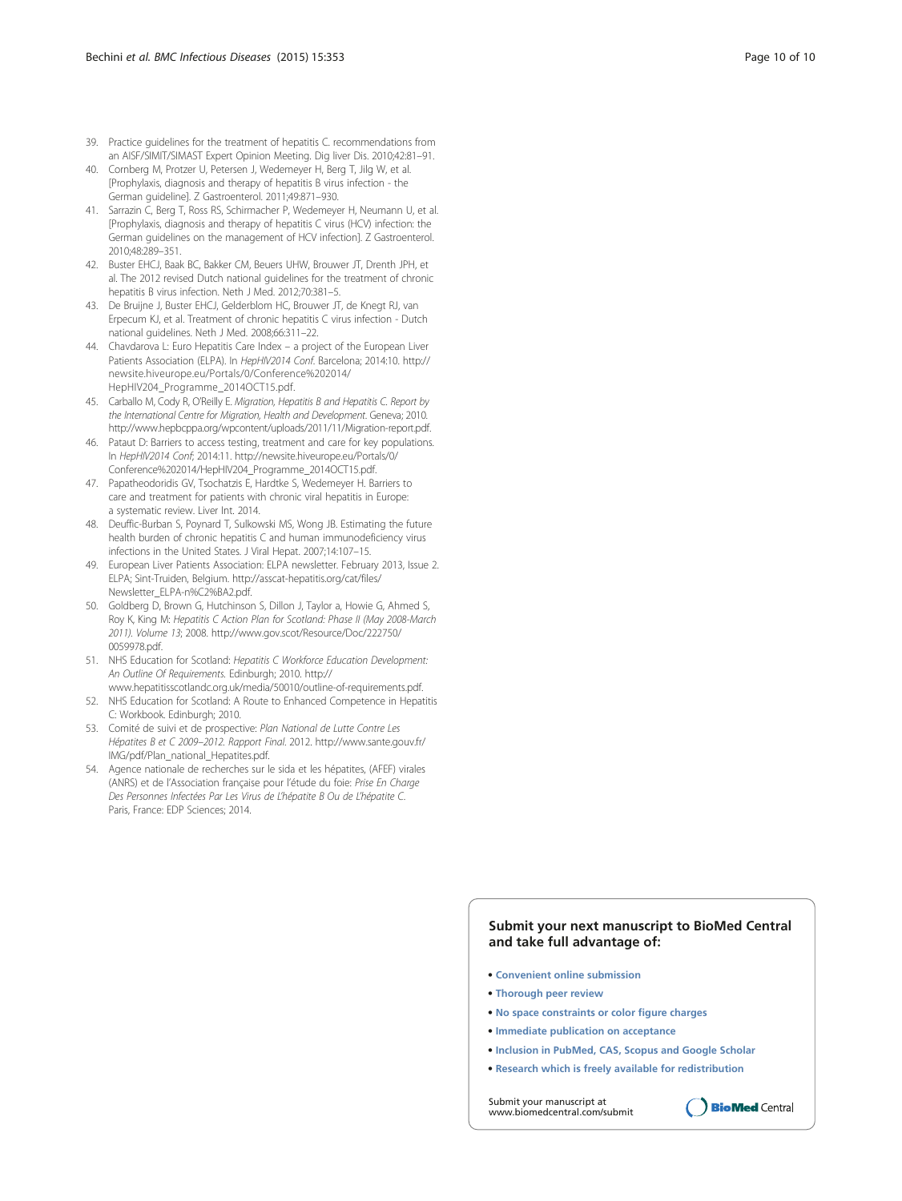39. Practice guidelines for the treatment of hepatitis C. recommendations from an AISF/SIMIT/SIMAST Expert Opinion Meeting. Dig liver Dis. 2010;42:81–91.
40. Cornberg M, Protzer U, Petersen J, Wedemeyer H, Berg T, Jilg W, et al. [Prophylaxis, diagnosis and therapy of hepatitis B virus infection - the German guideline]. Z Gastroenterol. 2011;49:871–930.
41. Sarrazin C, Berg T, Ross RS, Schirmacher P, Wedemeyer H, Neumann U, et al. [Prophylaxis, diagnosis and therapy of hepatitis C virus (HCV) infection: the German guidelines on the management of HCV infection]. Z Gastroenterol. 2010;48:289–351.
42. Buster EHCJ, Baak BC, Bakker CM, Beuers UHW, Brouwer JT, Drenth JPH, et al. The 2012 revised Dutch national guidelines for the treatment of chronic hepatitis B virus infection. Neth J Med. 2012;70:381–5.
43. De Bruijne J, Buster EHCJ, Gelderblom HC, Brouwer JT, de Knegt RJ, van Erpecum KJ, et al. Treatment of chronic hepatitis C virus infection - Dutch national guidelines. Neth J Med. 2008;66:311–22.
44. Chavdarova L: Euro Hepatitis Care Index – a project of the European Liver Patients Association (ELPA). In *HepHIV2014 Conf*. Barcelona; 2014:10. http://newsite.hiveurope.eu/Portals/0/Conference%202014/HepHIV204_Programme_2014OCT15.pdf.
45. Carballo M, Cody R, O'Reilly E. *Migration, Hepatitis B and Hepatitis C. Report by the International Centre for Migration, Health and Development*. Geneva; 2010. http://www.hepbcppa.org/wpcontent/uploads/2011/11/Migration-report.pdf.
46. Pataut D: Barriers to access testing, treatment and care for key populations. In *HepHIV2014 Conf*; 2014:11. http://newsite.hiveurope.eu/Portals/0/Conference%202014/HepHIV204_Programme_2014OCT15.pdf.
47. Papatheodoridis GV, Tsochatzis E, Hardtke S, Wedemeyer H. Barriers to care and treatment for patients with chronic viral hepatitis in Europe: a systematic review. Liver Int. 2014.
48. Deuffic-Burban S, Poynard T, Sulkowski MS, Wong JB. Estimating the future health burden of chronic hepatitis C and human immunodeficiency virus infections in the United States. J Viral Hepat. 2007;14:107–15.
49. European Liver Patients Association: ELPA newsletter. February 2013, Issue 2. ELPA; Sint-Truiden, Belgium. http://asscat-hepatitis.org/cat/files/Newsletter_ELPA-n%C2%BA2.pdf.
50. Goldberg D, Brown G, Hutchinson S, Dillon J, Taylor a, Howie G, Ahmed S, Roy K, King M: *Hepatitis C Action Plan for Scotland: Phase II (May 2008-March 2011). Volume 13*; 2008. http://www.gov.scot/Resource/Doc/222750/0059978.pdf.
51. NHS Education for Scotland: *Hepatitis C Workforce Education Development: An Outline Of Requirements*. Edinburgh; 2010. http://www.hepatitisscotlandc.org.uk/media/50010/outline-of-requirements.pdf.
52. NHS Education for Scotland: A Route to Enhanced Competence in Hepatitis C: Workbook. Edinburgh; 2010.
53. Comité de suivi et de prospective: *Plan National de Lutte Contre Les Hépatites B et C 2009–2012. Rapport Final*. 2012. http://www.sante.gouv.fr/IMG/pdf/Plan_national_Hepatites.pdf.
54. Agence nationale de recherches sur le sida et les hépatites, (AFEF) virales (ANRS) et de l'Association française pour l'étude du foie: *Prise En Charge Des Personnes Infectées Par Les Virus de L'hépatite B Ou de L'hépatite C*. Paris, France: EDP Sciences; 2014.

**Submit your next manuscript to BioMed Central and take full advantage of:**

- **Convenient online submission**
- **Thorough peer review**
- **No space constraints or color figure charges**
- **Immediate publication on acceptance**
- **Inclusion in PubMed, CAS, Scopus and Google Scholar**
- **Research which is freely available for redistribution**

Submit your manuscript at
www.biomedcentral.com/submit

BioMed Central